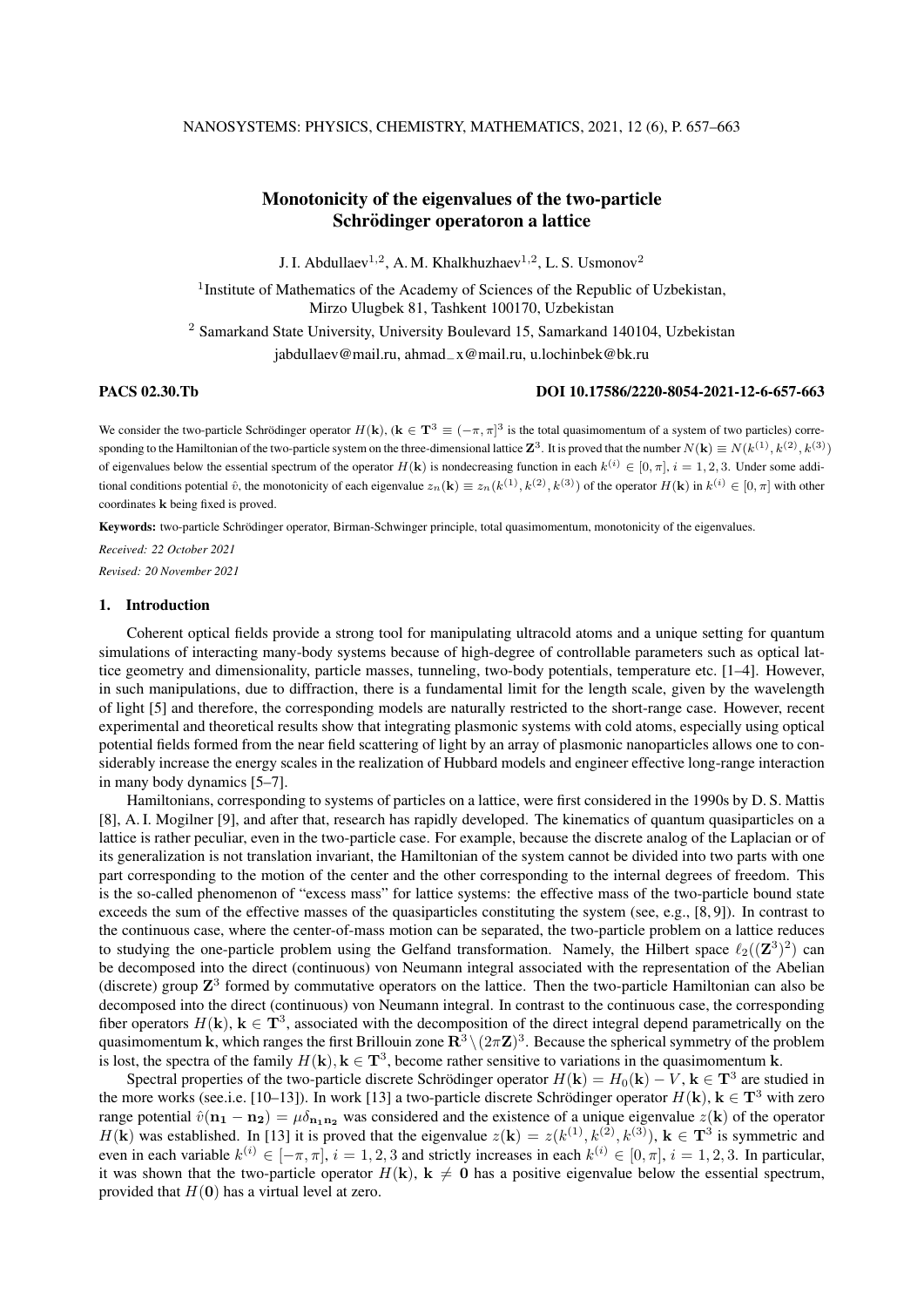# Monotonicity of the eigenvalues of the two-particle Schrödinger operatoron a lattice

J. I. Abdullaev[1,2], A. M. Khalkhuzhaev[1,2], L. S. Usmonov[2]

[1]Institute of Mathematics of the Academy of Sciences of the Republic of Uzbekistan, Mirzo Ulugbek 81, Tashkent 100170, Uzbekistan

[2] Samarkand State University, University Boulevard 15, Samarkand 140104, Uzbekistan

jabdullaev@mail.ru, ahmad_x@mail.ru, u.lochinbek@bk.ru

**PACS 02.30.Tb** **DOI 10.17586/2220-8054-2021-12-6-657-663**

We consider the two-particle Schrödinger operator $H(\mathbf{k})$, ($\mathbf{k} \in \mathbf{T}^3 \equiv (-\pi, \pi]^3$ is the total quasimomentum of a system of two particles) corresponding to the Hamiltonian of the two-particle system on the three-dimensional lattice $\mathbf{Z}^3$. It is proved that the number $N(\mathbf{k}) \equiv N(k^{(1)}, k^{(2)}, k^{(3)})$ of eigenvalues below the essential spectrum of the operator $H(\mathbf{k})$ is nondecreasing function in each $k^{(i)} \in [0, \pi]$, $i = 1, 2, 3$. Under some additional conditions potential $\hat{v}$, the monotonicity of each eigenvalue $z_n(\mathbf{k}) \equiv z_n(k^{(1)}, k^{(2)}, k^{(3)})$ of the operator $H(\mathbf{k})$ in $k^{(i)} \in [0, \pi]$ with other coordinates $\mathbf{k}$ being fixed is proved.

**Keywords:** two-particle Schrödinger operator, Birman-Schwinger principle, total quasimomentum, monotonicity of the eigenvalues.

*Received: 22 October 2021*

*Revised: 20 November 2021*

## 1. Introduction

Coherent optical fields provide a strong tool for manipulating ultracold atoms and a unique setting for quantum simulations of interacting many-body systems because of high-degree of controllable parameters such as optical lattice geometry and dimensionality, particle masses, tunneling, two-body potentials, temperature etc. [1–4]. However, in such manipulations, due to diffraction, there is a fundamental limit for the length scale, given by the wavelength of light [5] and therefore, the corresponding models are naturally restricted to the short-range case. However, recent experimental and theoretical results show that integrating plasmonic systems with cold atoms, especially using optical potential fields formed from the near field scattering of light by an array of plasmonic nanoparticles allows one to considerably increase the energy scales in the realization of Hubbard models and engineer effective long-range interaction in many body dynamics [5–7].

Hamiltonians, corresponding to systems of particles on a lattice, were first considered in the 1990s by D. S. Mattis [8], A. I. Mogilner [9], and after that, research has rapidly developed. The kinematics of quantum quasiparticles on a lattice is rather peculiar, even in the two-particle case. For example, because the discrete analog of the Laplacian or of its generalization is not translation invariant, the Hamiltonian of the system cannot be divided into two parts with one part corresponding to the motion of the center and the other corresponding to the internal degrees of freedom. This is the so-called phenomenon of "excess mass" for lattice systems: the effective mass of the two-particle bound state exceeds the sum of the effective masses of the quasiparticles constituting the system (see, e.g., [8, 9]). In contrast to the continuous case, where the center-of-mass motion can be separated, the two-particle problem on a lattice reduces to studying the one-particle problem using the Gelfand transformation. Namely, the Hilbert space $\ell_2((\mathbf{Z}^3)^2)$ can be decomposed into the direct (continuous) von Neumann integral associated with the representation of the Abelian (discrete) group $\mathbf{Z}^3$ formed by commutative operators on the lattice. Then the two-particle Hamiltonian can also be decomposed into the direct (continuous) von Neumann integral. In contrast to the continuous case, the corresponding fiber operators $H(\mathbf{k})$, $\mathbf{k} \in \mathbf{T}^3$, associated with the decomposition of the direct integral depend parametrically on the quasimomentum $\mathbf{k}$, which ranges the first Brillouin zone $\mathbf{R}^3 \setminus (2\pi\mathbf{Z})^3$. Because the spherical symmetry of the problem is lost, the spectra of the family $H(\mathbf{k})$, $\mathbf{k} \in \mathbf{T}^3$, become rather sensitive to variations in the quasimomentum $\mathbf{k}$.

Spectral properties of the two-particle discrete Schrödinger operator $H(\mathbf{k}) = H_0(\mathbf{k}) - V$, $\mathbf{k} \in \mathbf{T}^3$ are studied in the more works (see.i.e. [10–13]). In work [13] a two-particle discrete Schrödinger operator $H(\mathbf{k})$, $\mathbf{k} \in \mathbf{T}^3$ with zero range potential $\hat{v}(\mathbf{n_1} - \mathbf{n_2}) = \mu\delta_{\mathbf{n_1}\mathbf{n_2}}$ was considered and the existence of a unique eigenvalue $z(\mathbf{k})$ of the operator $H(\mathbf{k})$ was established. In [13] it is proved that the eigenvalue $z(\mathbf{k}) = z(k^{(1)}, k^{(2)}, k^{(3)})$, $\mathbf{k} \in \mathbf{T}^3$ is symmetric and even in each variable $k^{(i)} \in [-\pi, \pi]$, $i = 1, 2, 3$ and strictly increases in each $k^{(i)} \in [0, \pi]$, $i = 1, 2, 3$. In particular, it was shown that the two-particle operator $H(\mathbf{k})$, $\mathbf{k} \neq \mathbf{0}$ has a positive eigenvalue below the essential spectrum, provided that $H(\mathbf{0})$ has a virtual level at zero.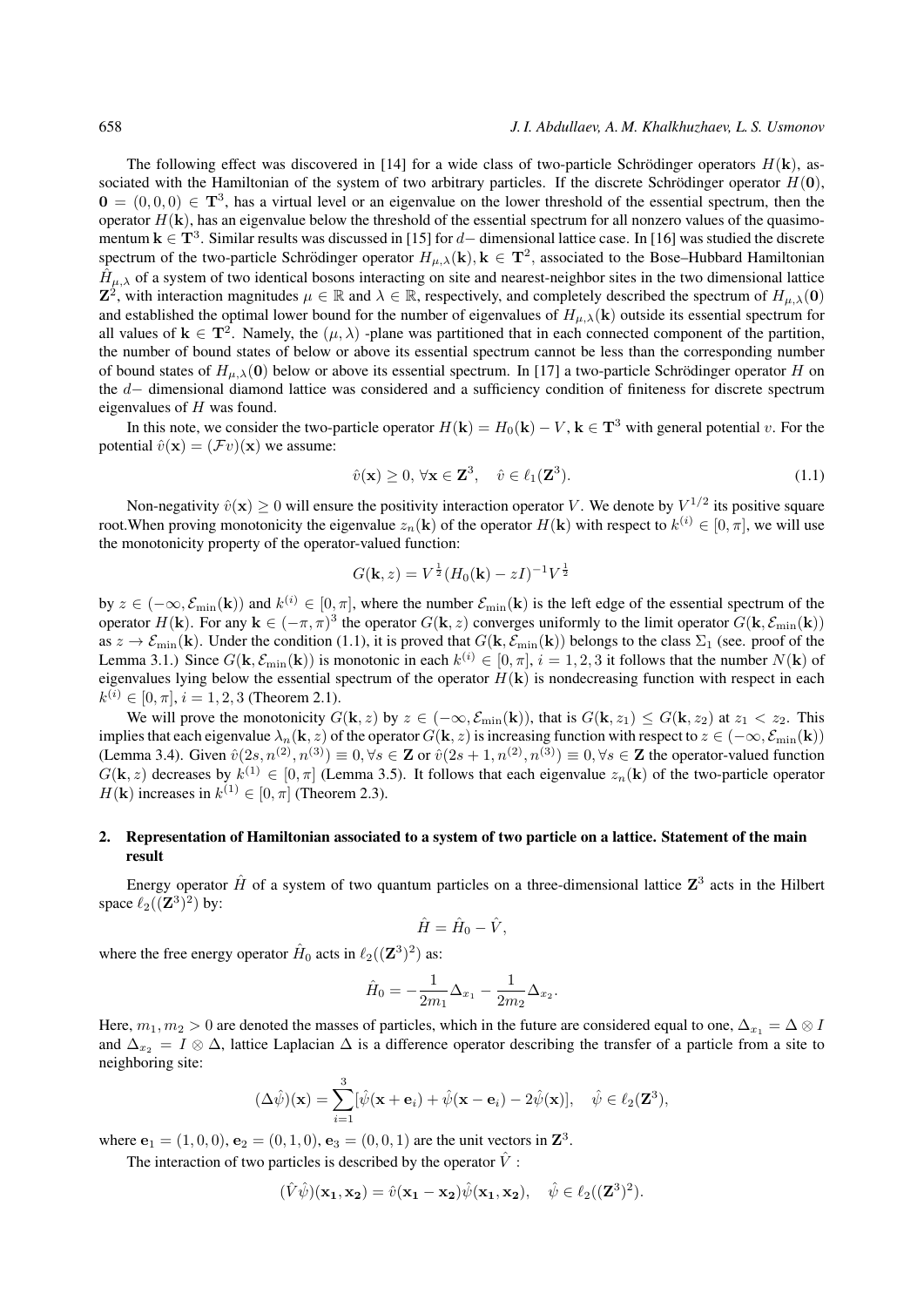The following effect was discovered in [14] for a wide class of two-particle Schrödinger operators $H(\mathbf{k})$, associated with the Hamiltonian of the system of two arbitrary particles. If the discrete Schrödinger operator $H(\mathbf{0})$, $\mathbf{0} = (0,0,0) \in \mathbf{T}^3$, has a virtual level or an eigenvalue on the lower threshold of the essential spectrum, then the operator $H(\mathbf{k})$, has an eigenvalue below the threshold of the essential spectrum for all nonzero values of the quasimomentum $\mathbf{k} \in \mathbf{T}^3$. Similar results was discussed in [15] for $d-$ dimensional lattice case. In [16] was studied the discrete spectrum of the two-particle Schrödinger operator $H_{\mu,\lambda}(\mathbf{k}), \mathbf{k} \in \mathbf{T}^2$, associated to the Bose–Hubbard Hamiltonian $\hat{H}_{\mu,\lambda}$ of a system of two identical bosons interacting on site and nearest-neighbor sites in the two dimensional lattice $\mathbf{Z}^2$, with interaction magnitudes $\mu \in \mathbb{R}$ and $\lambda \in \mathbb{R}$, respectively, and completely described the spectrum of $H_{\mu,\lambda}(\mathbf{0})$ and established the optimal lower bound for the number of eigenvalues of $H_{\mu,\lambda}(\mathbf{k})$ outside its essential spectrum for all values of $\mathbf{k} \in \mathbf{T}^2$. Namely, the $(\mu,\lambda)$ -plane was partitioned that in each connected component of the partition, the number of bound states of below or above its essential spectrum cannot be less than the corresponding number of bound states of $H_{\mu,\lambda}(\mathbf{0})$ below or above its essential spectrum. In [17] a two-particle Schrödinger operator $H$ on the $d-$ dimensional diamond lattice was considered and a sufficiency condition of finiteness for discrete spectrum eigenvalues of $H$ was found.

In this note, we consider the two-particle operator $H(\mathbf{k}) = H_0(\mathbf{k}) - V, \mathbf{k} \in \mathbf{T}^3$ with general potential $v$. For the potential $\hat{v}(\mathbf{x}) = (\mathcal{F}v)(\mathbf{x})$ we assume:

$$\hat{v}(\mathbf{x}) \geq 0, \; \forall \mathbf{x} \in \mathbf{Z}^3, \quad \hat{v} \in \ell_1(\mathbf{Z}^3). \tag{1.1}$$

Non-negativity $\hat{v}(\mathbf{x}) \geq 0$ will ensure the positivity interaction operator $V$. We denote by $V^{1/2}$ its positive square root.When proving monotonicity the eigenvalue $z_n(\mathbf{k})$ of the operator $H(\mathbf{k})$ with respect to $k^{(i)} \in [0,\pi]$, we will use the monotonicity property of the operator-valued function:

$$G(\mathbf{k}, z) = V^{\frac{1}{2}}(H_0(\mathbf{k}) - zI)^{-1}V^{\frac{1}{2}}$$

by $z \in (-\infty, \mathcal{E}_{\min}(\mathbf{k}))$ and $k^{(i)} \in [0,\pi]$, where the number $\mathcal{E}_{\min}(\mathbf{k})$ is the left edge of the essential spectrum of the operator $H(\mathbf{k})$. For any $\mathbf{k} \in (-\pi,\pi)^3$ the operator $G(\mathbf{k}, z)$ converges uniformly to the limit operator $G(\mathbf{k}, \mathcal{E}_{\min}(\mathbf{k}))$ as $z \to \mathcal{E}_{\min}(\mathbf{k})$. Under the condition (1.1), it is proved that $G(\mathbf{k}, \mathcal{E}_{\min}(\mathbf{k}))$ belongs to the class $\Sigma_1$ (see. proof of the Lemma 3.1.) Since $G(\mathbf{k}, \mathcal{E}_{\min}(\mathbf{k}))$ is monotonic in each $k^{(i)} \in [0,\pi]$, $i = 1,2,3$ it follows that the number $N(\mathbf{k})$ of eigenvalues lying below the essential spectrum of the operator $H(\mathbf{k})$ is nondecreasing function with respect in each $k^{(i)} \in [0,\pi]$, $i = 1,2,3$ (Theorem 2.1).

We will prove the monotonicity $G(\mathbf{k}, z)$ by $z \in (-\infty, \mathcal{E}_{\min}(\mathbf{k}))$, that is $G(\mathbf{k}, z_1) \leq G(\mathbf{k}, z_2)$ at $z_1 < z_2$. This implies that each eigenvalue $\lambda_n(\mathbf{k}, z)$ of the operator $G(\mathbf{k}, z)$ is increasing function with respect to $z \in (-\infty, \mathcal{E}_{\min}(\mathbf{k}))$ (Lemma 3.4). Given $\hat{v}(2s, n^{(2)}, n^{(3)}) \equiv 0, \forall s \in \mathbf{Z}$ or $\hat{v}(2s+1, n^{(2)}, n^{(3)}) \equiv 0, \forall s \in \mathbf{Z}$ the operator-valued function $G(\mathbf{k}, z)$ decreases by $k^{(1)} \in [0,\pi]$ (Lemma 3.5). It follows that each eigenvalue $z_n(\mathbf{k})$ of the two-particle operator $H(\mathbf{k})$ increases in $k^{(1)} \in [0,\pi]$ (Theorem 2.3).

## 2. Representation of Hamiltonian associated to a system of two particle on a lattice. Statement of the main result

Energy operator $\hat{H}$ of a system of two quantum particles on a three-dimensional lattice $\mathbf{Z}^3$ acts in the Hilbert space $\ell_2((\mathbf{Z}^3)^2)$ by:

$$\hat{H} = \hat{H}_0 - \hat{V},$$

where the free energy operator $\hat{H}_0$ acts in $\ell_2((\mathbf{Z}^3)^2)$ as:

$$\hat{H}_0 = -\frac{1}{2m_1}\Delta_{x_1} - \frac{1}{2m_2}\Delta_{x_2}.$$

Here, $m_1, m_2 > 0$ are denoted the masses of particles, which in the future are considered equal to one, $\Delta_{x_1} = \Delta \otimes I$ and $\Delta_{x_2} = I \otimes \Delta$, lattice Laplacian $\Delta$ is a difference operator describing the transfer of a particle from a site to neighboring site:

$$(\Delta\hat{\psi})(\mathbf{x}) = \sum_{i=1}^{3}[\hat{\psi}(\mathbf{x}+\mathbf{e}_i) + \hat{\psi}(\mathbf{x}-\mathbf{e}_i) - 2\hat{\psi}(\mathbf{x})], \quad \hat{\psi} \in \ell_2(\mathbf{Z}^3),$$

where $\mathbf{e}_1 = (1,0,0)$, $\mathbf{e}_2 = (0,1,0)$, $\mathbf{e}_3 = (0,0,1)$ are the unit vectors in $\mathbf{Z}^3$.

The interaction of two particles is described by the operator $\hat{V}$ :

$$(\hat{V}\hat{\psi})(\mathbf{x_1}, \mathbf{x_2}) = \hat{v}(\mathbf{x_1} - \mathbf{x_2})\hat{\psi}(\mathbf{x_1}, \mathbf{x_2}), \quad \hat{\psi} \in \ell_2((\mathbf{Z}^3)^2).$$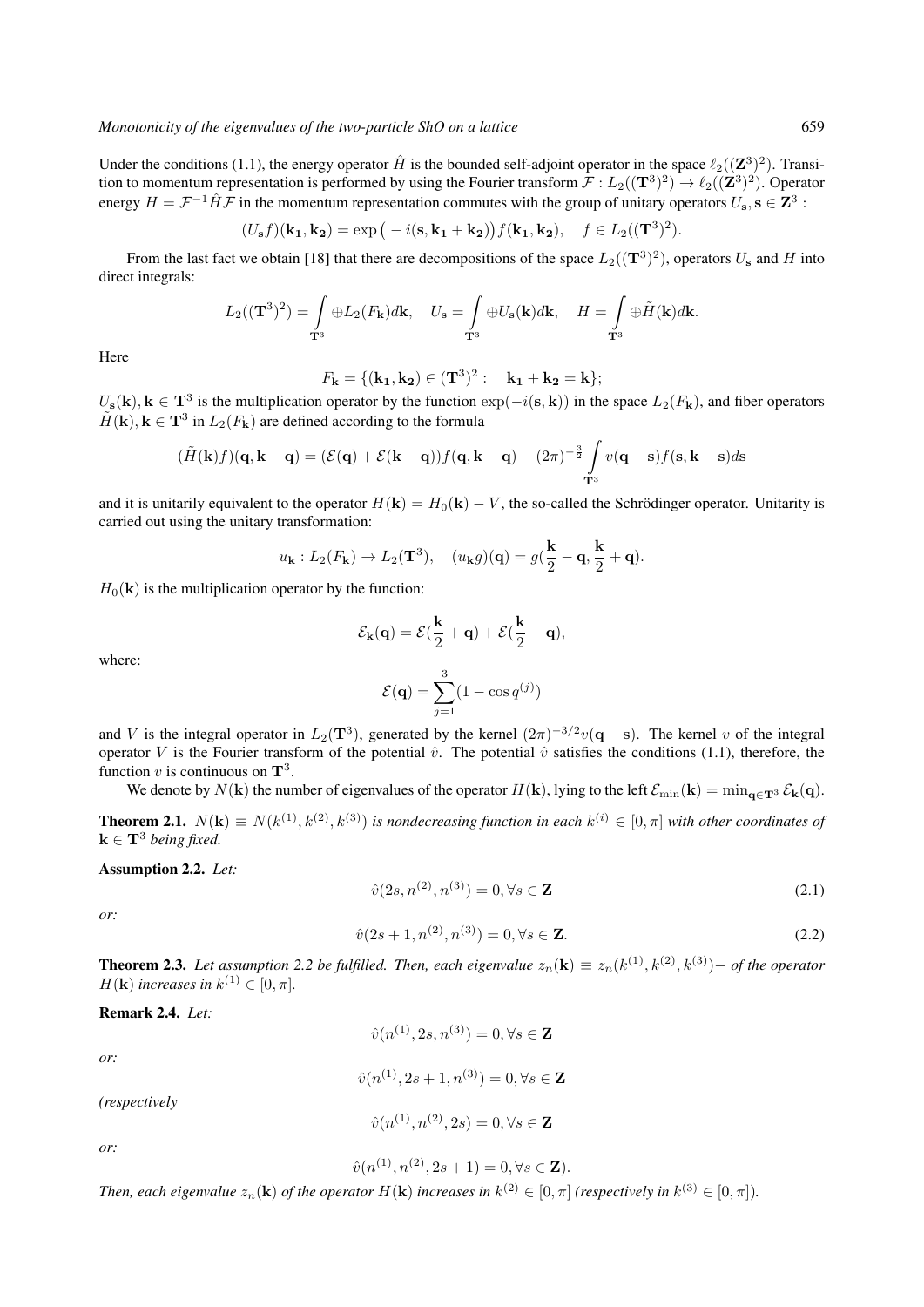Under the conditions (1.1), the energy operator $\hat{H}$ is the bounded self-adjoint operator in the space $\ell_2((\mathbf{Z}^3)^2)$. Transition to momentum representation is performed by using the Fourier transform $\mathcal{F} : L_2((\mathbf{T}^3)^2) \to \ell_2((\mathbf{Z}^3)^2)$. Operator energy $H = \mathcal{F}^{-1}\hat{H}\mathcal{F}$ in the momentum representation commutes with the group of unitary operators $U_\mathbf{s}, \mathbf{s} \in \mathbf{Z}^3$ :

$$(U_\mathbf{s} f)(\mathbf{k_1}, \mathbf{k_2}) = \exp\big(-i(\mathbf{s}, \mathbf{k_1} + \mathbf{k_2})\big) f(\mathbf{k_1}, \mathbf{k_2}), \quad f \in L_2((\mathbf{T}^3)^2).$$

From the last fact we obtain [18] that there are decompositions of the space $L_2((\mathbf{T}^3)^2)$, operators $U_\mathbf{s}$ and $H$ into direct integrals:

$$L_2((\mathbf{T}^3)^2) = \int\limits_{\mathbf{T}^3} \oplus L_2(F_\mathbf{k}) d\mathbf{k}, \quad U_\mathbf{s} = \int\limits_{\mathbf{T}^3} \oplus U_\mathbf{s}(\mathbf{k}) d\mathbf{k}, \quad H = \int\limits_{\mathbf{T}^3} \oplus \tilde{H}(\mathbf{k}) d\mathbf{k}.$$

Here

$$F_\mathbf{k} = \{(\mathbf{k_1}, \mathbf{k_2}) \in (\mathbf{T}^3)^2 : \quad \mathbf{k_1} + \mathbf{k_2} = \mathbf{k}\};$$

$U_\mathbf{s}(\mathbf{k}), \mathbf{k} \in \mathbf{T}^3$ is the multiplication operator by the function $\exp(-i(\mathbf{s}, \mathbf{k}))$ in the space $L_2(F_\mathbf{k})$, and fiber operators $\tilde{H}(\mathbf{k}), \mathbf{k} \in \mathbf{T}^3$ in $L_2(F_\mathbf{k})$ are defined according to the formula

$$(\tilde{H}(\mathbf{k})f)(\mathbf{q}, \mathbf{k} - \mathbf{q}) = (\mathcal{E}(\mathbf{q}) + \mathcal{E}(\mathbf{k} - \mathbf{q}))f(\mathbf{q}, \mathbf{k} - \mathbf{q}) - (2\pi)^{-\frac{3}{2}} \int\limits_{\mathbf{T}^3} v(\mathbf{q} - \mathbf{s}) f(\mathbf{s}, \mathbf{k} - \mathbf{s}) d\mathbf{s}$$

and it is unitarily equivalent to the operator $H(\mathbf{k}) = H_0(\mathbf{k}) - V$, the so-called the Schrödinger operator. Unitarity is carried out using the unitary transformation:

$$u_\mathbf{k} : L_2(F_\mathbf{k}) \to L_2(\mathbf{T}^3), \quad (u_\mathbf{k} g)(\mathbf{q}) = g(\frac{\mathbf{k}}{2} - \mathbf{q}, \frac{\mathbf{k}}{2} + \mathbf{q}).$$

$H_0(\mathbf{k})$ is the multiplication operator by the function:

$$\mathcal{E}_\mathbf{k}(\mathbf{q}) = \mathcal{E}(\frac{\mathbf{k}}{2} + \mathbf{q}) + \mathcal{E}(\frac{\mathbf{k}}{2} - \mathbf{q}),$$

where:

$$\mathcal{E}(\mathbf{q}) = \sum_{j=1}^{3} (1 - \cos q^{(j)})$$

and $V$ is the integral operator in $L_2(\mathbf{T}^3)$, generated by the kernel $(2\pi)^{-3/2} v(\mathbf{q} - \mathbf{s})$. The kernel $v$ of the integral operator $V$ is the Fourier transform of the potential $\hat{v}$. The potential $\hat{v}$ satisfies the conditions (1.1), therefore, the function $v$ is continuous on $\mathbf{T}^3$.

We denote by $N(\mathbf{k})$ the number of eigenvalues of the operator $H(\mathbf{k})$, lying to the left $\mathcal{E}_{\min}(\mathbf{k}) = \min_{\mathbf{q} \in \mathbf{T}^3} \mathcal{E}_\mathbf{k}(\mathbf{q})$.

**Theorem 2.1.** *$N(\mathbf{k}) \equiv N(k^{(1)}, k^{(2)}, k^{(3)})$ is nondecreasing function in each $k^{(i)} \in [0, \pi]$ with other coordinates of $\mathbf{k} \in \mathbf{T}^3$ being fixed.*

**Assumption 2.2.** *Let:*

$$\hat{v}(2s, n^{(2)}, n^{(3)}) = 0, \forall s \in \mathbf{Z} \tag{2.1}$$

*or:*

$$\hat{v}(2s + 1, n^{(2)}, n^{(3)}) = 0, \forall s \in \mathbf{Z}. \tag{2.2}$$

**Theorem 2.3.** *Let assumption 2.2 be fulfilled. Then, each eigenvalue $z_n(\mathbf{k}) \equiv z_n(k^{(1)}, k^{(2)}, k^{(3)})-$ of the operator $H(\mathbf{k})$ increases in $k^{(1)} \in [0, \pi]$.*

**Remark 2.4.** *Let:*

$$\hat{v}(n^{(1)}, 2s, n^{(3)}) = 0, \forall s \in \mathbf{Z}$$

*or:*

$$\hat{v}(n^{(1)}, 2s + 1, n^{(3)}) = 0, \forall s \in \mathbf{Z}$$

*(respectively*

$$\hat{v}(n^{(1)}, n^{(2)}, 2s) = 0, \forall s \in \mathbf{Z}$$

*or:*

$$\hat{v}(n^{(1)}, n^{(2)}, 2s + 1) = 0, \forall s \in \mathbf{Z}).$$

*Then, each eigenvalue $z_n(\mathbf{k})$ of the operator $H(\mathbf{k})$ increases in $k^{(2)} \in [0, \pi]$ (respectively in $k^{(3)} \in [0, \pi]$).*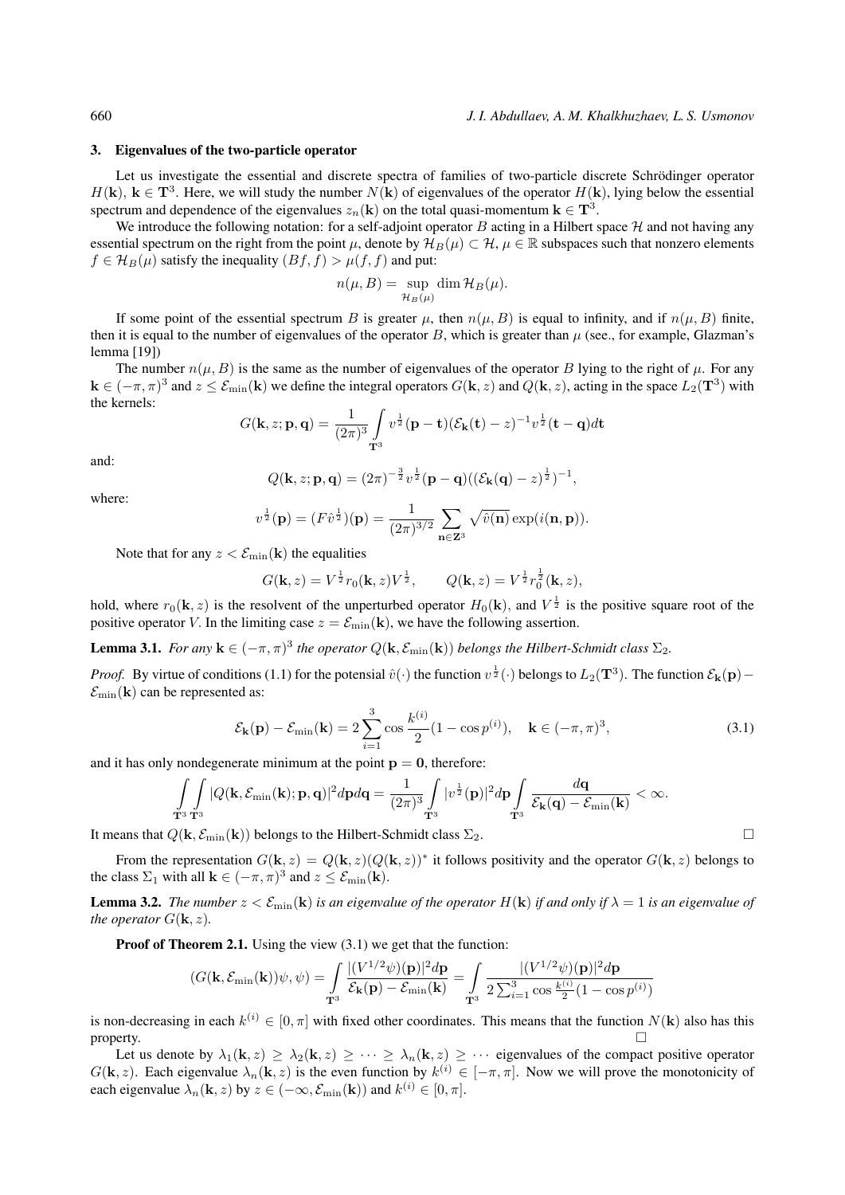### 3. Eigenvalues of the two-particle operator

Let us investigate the essential and discrete spectra of families of two-particle discrete Schrödinger operator $H(\mathbf{k}),\ \mathbf{k} \in \mathbf{T}^3$. Here, we will study the number $N(\mathbf{k})$ of eigenvalues of the operator $H(\mathbf{k})$, lying below the essential spectrum and dependence of the eigenvalues $z_n(\mathbf{k})$ on the total quasi-momentum $\mathbf{k} \in \mathbf{T}^3$.

We introduce the following notation: for a self-adjoint operator $B$ acting in a Hilbert space $\mathcal{H}$ and not having any essential spectrum on the right from the point $\mu$, denote by $\mathcal{H}_B(\mu) \subset \mathcal{H}$, $\mu \in \mathbb{R}$ subspaces such that nonzero elements $f \in \mathcal{H}_B(\mu)$ satisfy the inequality $(Bf, f) > \mu(f, f)$ and put:

$$n(\mu, B) = \sup_{\mathcal{H}_B(\mu)} \dim \mathcal{H}_B(\mu).$$

If some point of the essential spectrum $B$ is greater $\mu$, then $n(\mu, B)$ is equal to infinity, and if $n(\mu, B)$ finite, then it is equal to the number of eigenvalues of the operator $B$, which is greater than $\mu$ (see., for example, Glazman's lemma [19])

The number $n(\mu, B)$ is the same as the number of eigenvalues of the operator $B$ lying to the right of $\mu$. For any $\mathbf{k} \in (-\pi, \pi)^3$ and $z \le \mathcal{E}_{\min}(\mathbf{k})$ we define the integral operators $G(\mathbf{k}, z)$ and $Q(\mathbf{k}, z)$, acting in the space $L_2(\mathbf{T}^3)$ with the kernels:

$$G(\mathbf{k}, z; \mathbf{p}, \mathbf{q}) = \frac{1}{(2\pi)^3} \int_{\mathbf{T}^3} v^{\frac{1}{2}}(\mathbf{p} - \mathbf{t})(\mathcal{E}_{\mathbf{k}}(\mathbf{t}) - z)^{-1} v^{\frac{1}{2}}(\mathbf{t} - \mathbf{q}) d\mathbf{t}$$

and:

$$Q(\mathbf{k}, z; \mathbf{p}, \mathbf{q}) = (2\pi)^{-\frac{3}{2}} v^{\frac{1}{2}}(\mathbf{p} - \mathbf{q})((\mathcal{E}_{\mathbf{k}}(\mathbf{q}) - z)^{\frac{1}{2}})^{-1},$$

where:

$$v^{\frac{1}{2}}(\mathbf{p}) = (F\hat{v}^{\frac{1}{2}})(\mathbf{p}) = \frac{1}{(2\pi)^{3/2}} \sum_{\mathbf{n} \in \mathbf{Z}^3} \sqrt{\hat{v}(\mathbf{n})} \exp(i(\mathbf{n}, \mathbf{p})).$$

Note that for any $z < \mathcal{E}_{\min}(\mathbf{k})$ the equalities

$$G(\mathbf{k}, z) = V^{\frac{1}{2}} r_0(\mathbf{k}, z) V^{\frac{1}{2}}, \qquad Q(\mathbf{k}, z) = V^{\frac{1}{2}} r_0^{\frac{1}{2}}(\mathbf{k}, z),$$

hold, where $r_0(\mathbf{k}, z)$ is the resolvent of the unperturbed operator $H_0(\mathbf{k})$, and $V^{\frac{1}{2}}$ is the positive square root of the positive operator $V$. In the limiting case $z = \mathcal{E}_{\min}(\mathbf{k})$, we have the following assertion.

**Lemma 3.1.** *For any $\mathbf{k} \in (-\pi, \pi)^3$ the operator $Q(\mathbf{k}, \mathcal{E}_{\min}(\mathbf{k}))$ belongs the Hilbert-Schmidt class $\Sigma_2$.*

*Proof.* By virtue of conditions (1.1) for the potensial $\hat{v}(\cdot)$ the function $v^{\frac{1}{2}}(\cdot)$ belongs to $L_2(\mathbf{T}^3)$. The function $\mathcal{E}_{\mathbf{k}}(\mathbf{p}) - \mathcal{E}_{\min}(\mathbf{k})$ can be represented as:

$$\mathcal{E}_{\mathbf{k}}(\mathbf{p}) - \mathcal{E}_{\min}(\mathbf{k}) = 2 \sum_{i=1}^{3} \cos \frac{k^{(i)}}{2}(1 - \cos p^{(i)}), \quad \mathbf{k} \in (-\pi, \pi)^3, \tag{3.1}$$

and it has only nondegenerate minimum at the point $\mathbf{p} = \mathbf{0}$, therefore:

$$\int_{\mathbf{T}^3}\int_{\mathbf{T}^3} |Q(\mathbf{k}, \mathcal{E}_{\min}(\mathbf{k}); \mathbf{p}, \mathbf{q})|^2 d\mathbf{p} d\mathbf{q} = \frac{1}{(2\pi)^3} \int_{\mathbf{T}^3} |v^{\frac{1}{2}}(\mathbf{p})|^2 d\mathbf{p} \int_{\mathbf{T}^3} \frac{d\mathbf{q}}{\mathcal{E}_{\mathbf{k}}(\mathbf{q}) - \mathcal{E}_{\min}(\mathbf{k})} < \infty.$$

It means that $Q(\mathbf{k}, \mathcal{E}_{\min}(\mathbf{k}))$ belongs to the Hilbert-Schmidt class $\Sigma_2$. □

From the representation $G(\mathbf{k}, z) = Q(\mathbf{k}, z)(Q(\mathbf{k}, z))^*$ it follows positivity and the operator $G(\mathbf{k}, z)$ belongs to the class $\Sigma_1$ with all $\mathbf{k} \in (-\pi, \pi)^3$ and $z \le \mathcal{E}_{\min}(\mathbf{k})$.

**Lemma 3.2.** *The number $z < \mathcal{E}_{\min}(\mathbf{k})$ is an eigenvalue of the operator $H(\mathbf{k})$ if and only if $\lambda = 1$ is an eigenvalue of the operator $G(\mathbf{k}, z)$.*

**Proof of Theorem 2.1.** Using the view (3.1) we get that the function:

$$(G(\mathbf{k}, \mathcal{E}_{\min}(\mathbf{k}))\psi, \psi) = \int_{\mathbf{T}^3} \frac{|(V^{1/2}\psi)(\mathbf{p})|^2 d\mathbf{p}}{\mathcal{E}_{\mathbf{k}}(\mathbf{p}) - \mathcal{E}_{\min}(\mathbf{k})} = \int_{\mathbf{T}^3} \frac{|(V^{1/2}\psi)(\mathbf{p})|^2 d\mathbf{p}}{2\sum_{i=1}^{3} \cos \frac{k^{(i)}}{2}(1 - \cos p^{(i)})}$$

is non-decreasing in each $k^{(i)} \in [0, \pi]$ with fixed other coordinates. This means that the function $N(\mathbf{k})$ also has this property. □

Let us denote by $\lambda_1(\mathbf{k}, z) \ge \lambda_2(\mathbf{k}, z) \ge \cdots \ge \lambda_n(\mathbf{k}, z) \ge \cdots$ eigenvalues of the compact positive operator $G(\mathbf{k}, z)$. Each eigenvalue $\lambda_n(\mathbf{k}, z)$ is the even function by $k^{(i)} \in [-\pi, \pi]$. Now we will prove the monotonicity of each eigenvalue $\lambda_n(\mathbf{k}, z)$ by $z \in (-\infty, \mathcal{E}_{\min}(\mathbf{k}))$ and $k^{(i)} \in [0, \pi]$.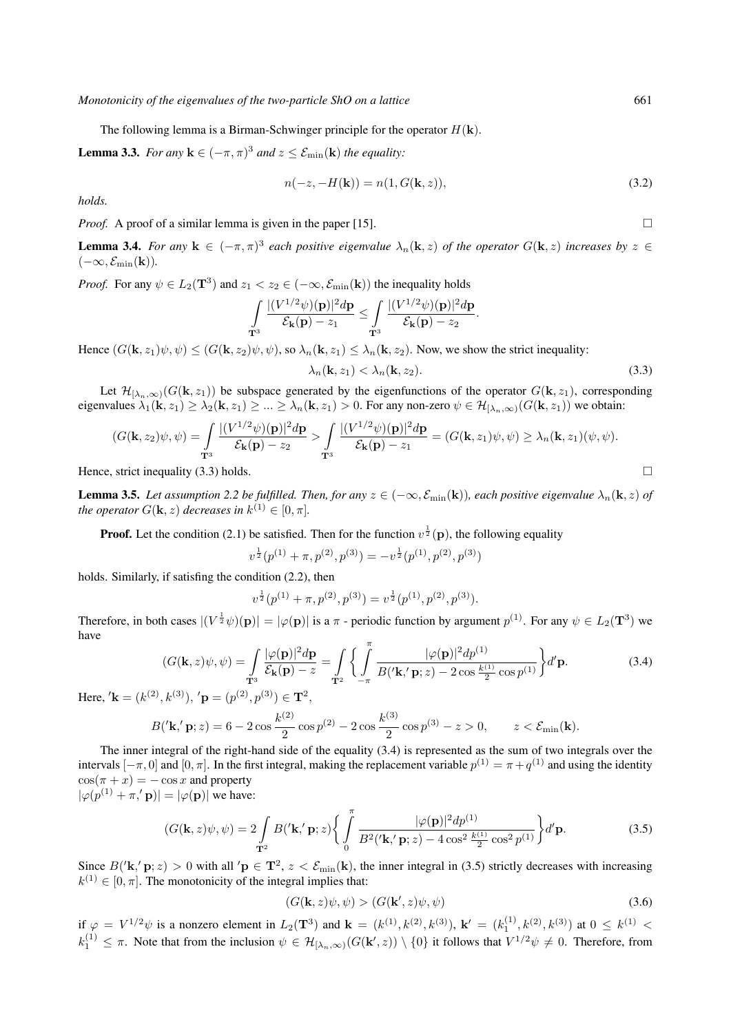The following lemma is a Birman-Schwinger principle for the operator $H(\mathbf{k})$.

**Lemma 3.3.** *For any $\mathbf{k} \in (-\pi, \pi)^3$ and $z \leq \mathcal{E}_{\min}(\mathbf{k})$ the equality:*

$$n(-z, -H(\mathbf{k})) = n(1, G(\mathbf{k}, z)), \tag{3.2}$$

*holds.*

*Proof.* A proof of a similar lemma is given in the paper [15]. $\square$

**Lemma 3.4.** *For any $\mathbf{k} \in (-\pi, \pi)^3$ each positive eigenvalue $\lambda_n(\mathbf{k}, z)$ of the operator $G(\mathbf{k}, z)$ increases by $z \in (-\infty, \mathcal{E}_{\min}(\mathbf{k}))$.*

*Proof.* For any $\psi \in L_2(\mathbf{T}^3)$ and $z_1 < z_2 \in (-\infty, \mathcal{E}_{\min}(\mathbf{k}))$ the inequality holds

$$\int\limits_{\mathbf{T}^3} \frac{|(V^{1/2}\psi)(\mathbf{p})|^2 d\mathbf{p}}{\mathcal{E}_{\mathbf{k}}(\mathbf{p}) - z_1} \leq \int\limits_{\mathbf{T}^3} \frac{|(V^{1/2}\psi)(\mathbf{p})|^2 d\mathbf{p}}{\mathcal{E}_{\mathbf{k}}(\mathbf{p}) - z_2}.$$

Hence $(G(\mathbf{k}, z_1)\psi, \psi) \leq (G(\mathbf{k}, z_2)\psi, \psi)$, so $\lambda_n(\mathbf{k}, z_1) \leq \lambda_n(\mathbf{k}, z_2)$. Now, we show the strict inequality:

$$\lambda_n(\mathbf{k}, z_1) < \lambda_n(\mathbf{k}, z_2). \tag{3.3}$$

Let $\mathcal{H}_{[\lambda_n, \infty)}(G(\mathbf{k}, z_1))$ be subspace generated by the eigenfunctions of the operator $G(\mathbf{k}, z_1)$, corresponding eigenvalues $\lambda_1(\mathbf{k}, z_1) \geq \lambda_2(\mathbf{k}, z_1) \geq ... \geq \lambda_n(\mathbf{k}, z_1) > 0$. For any non-zero $\psi \in \mathcal{H}_{[\lambda_n, \infty)}(G(\mathbf{k}, z_1))$ we obtain:

$$(G(\mathbf{k}, z_2)\psi, \psi) = \int\limits_{\mathbf{T}^3} \frac{|(V^{1/2}\psi)(\mathbf{p})|^2 d\mathbf{p}}{\mathcal{E}_{\mathbf{k}}(\mathbf{p}) - z_2} > \int\limits_{\mathbf{T}^3} \frac{|(V^{1/2}\psi)(\mathbf{p})|^2 d\mathbf{p}}{\mathcal{E}_{\mathbf{k}}(\mathbf{p}) - z_1} = (G(\mathbf{k}, z_1)\psi, \psi) \geq \lambda_n(\mathbf{k}, z_1)(\psi, \psi).$$

Hence, strict inequality (3.3) holds. $\square$

**Lemma 3.5.** *Let assumption 2.2 be fulfilled. Then, for any $z \in (-\infty, \mathcal{E}_{\min}(\mathbf{k}))$, each positive eigenvalue $\lambda_n(\mathbf{k}, z)$ of the operator $G(\mathbf{k}, z)$ decreases in $k^{(1)} \in [0, \pi]$.*

**Proof.** Let the condition (2.1) be satisfied. Then for the function $v^{\frac{1}{2}}(\mathbf{p})$, the following equality

$$v^{\frac{1}{2}}(p^{(1)} + \pi, p^{(2)}, p^{(3)}) = -v^{\frac{1}{2}}(p^{(1)}, p^{(2)}, p^{(3)})$$

holds. Similarly, if satisfing the condition (2.2), then

$$v^{\frac{1}{2}}(p^{(1)} + \pi, p^{(2)}, p^{(3)}) = v^{\frac{1}{2}}(p^{(1)}, p^{(2)}, p^{(3)}).$$

Therefore, in both cases $|(V^{\frac{1}{2}}\psi)(\mathbf{p})| = |\varphi(\mathbf{p})|$ is a $\pi$ - periodic function by argument $p^{(1)}$. For any $\psi \in L_2(\mathbf{T}^3)$ we have

$$(G(\mathbf{k}, z)\psi, \psi) = \int\limits_{\mathbf{T}^3} \frac{|\varphi(\mathbf{p})|^2 d\mathbf{p}}{\mathcal{E}_{\mathbf{k}}(\mathbf{p}) - z} = \int\limits_{\mathbf{T}^2} \Bigg\{ \int\limits_{-\pi}^{\pi} \frac{|\varphi(\mathbf{p})|^2 dp^{(1)}}{B('\mathbf{k}, '\mathbf{p}; z) - 2\cos\frac{k^{(1)}}{2}\cos p^{(1)}} \Bigg\} d'\mathbf{p}. \tag{3.4}$$

Here, $'\mathbf{k} = (k^{(2)}, k^{(3)})$, $'\mathbf{p} = (p^{(2)}, p^{(3)}) \in \mathbf{T}^2$,

$$B('\mathbf{k}, '\mathbf{p}; z) = 6 - 2\cos\frac{k^{(2)}}{2}\cos p^{(2)} - 2\cos\frac{k^{(3)}}{2}\cos p^{(3)} - z > 0, \qquad z < \mathcal{E}_{\min}(\mathbf{k}).$$

The inner integral of the right-hand side of the equality (3.4) is represented as the sum of two integrals over the intervals $[-\pi, 0]$ and $[0, \pi]$. In the first integral, making the replacement variable $p^{(1)} = \pi + q^{(1)}$ and using the identity $\cos(\pi + x) = -\cos x$ and property
$|\varphi(p^{(1)} + \pi, '\mathbf{p})| = |\varphi(\mathbf{p})|$ we have:

$$(G(\mathbf{k}, z)\psi, \psi) = 2\int\limits_{\mathbf{T}^2} B('\mathbf{k}, '\mathbf{p}; z) \Bigg\{ \int\limits_{0}^{\pi} \frac{|\varphi(\mathbf{p})|^2 dp^{(1)}}{B^2('\mathbf{k}, '\mathbf{p}; z) - 4\cos^2\frac{k^{(1)}}{2}\cos^2 p^{(1)}} \Bigg\} d'\mathbf{p}. \tag{3.5}$$

Since $B('\mathbf{k}, '\mathbf{p}; z) > 0$ with all $'\mathbf{p} \in \mathbf{T}^2$, $z < \mathcal{E}_{\min}(\mathbf{k})$, the inner integral in (3.5) strictly decreases with increasing $k^{(1)} \in [0, \pi]$. The monotonicity of the integral implies that:

$$(G(\mathbf{k}, z)\psi, \psi) > (G(\mathbf{k}', z)\psi, \psi) \tag{3.6}$$

if $\varphi = V^{1/2}\psi$ is a nonzero element in $L_2(\mathbf{T}^3)$ and $\mathbf{k} = (k^{(1)}, k^{(2)}, k^{(3)})$, $\mathbf{k}' = (k_1^{(1)}, k^{(2)}, k^{(3)})$ at $0 \leq k^{(1)} < k_1^{(1)} \leq \pi$. Note that from the inclusion $\psi \in \mathcal{H}_{[\lambda_n, \infty)}(G(\mathbf{k}', z)) \setminus \{0\}$ it follows that $V^{1/2}\psi \neq 0$. Therefore, from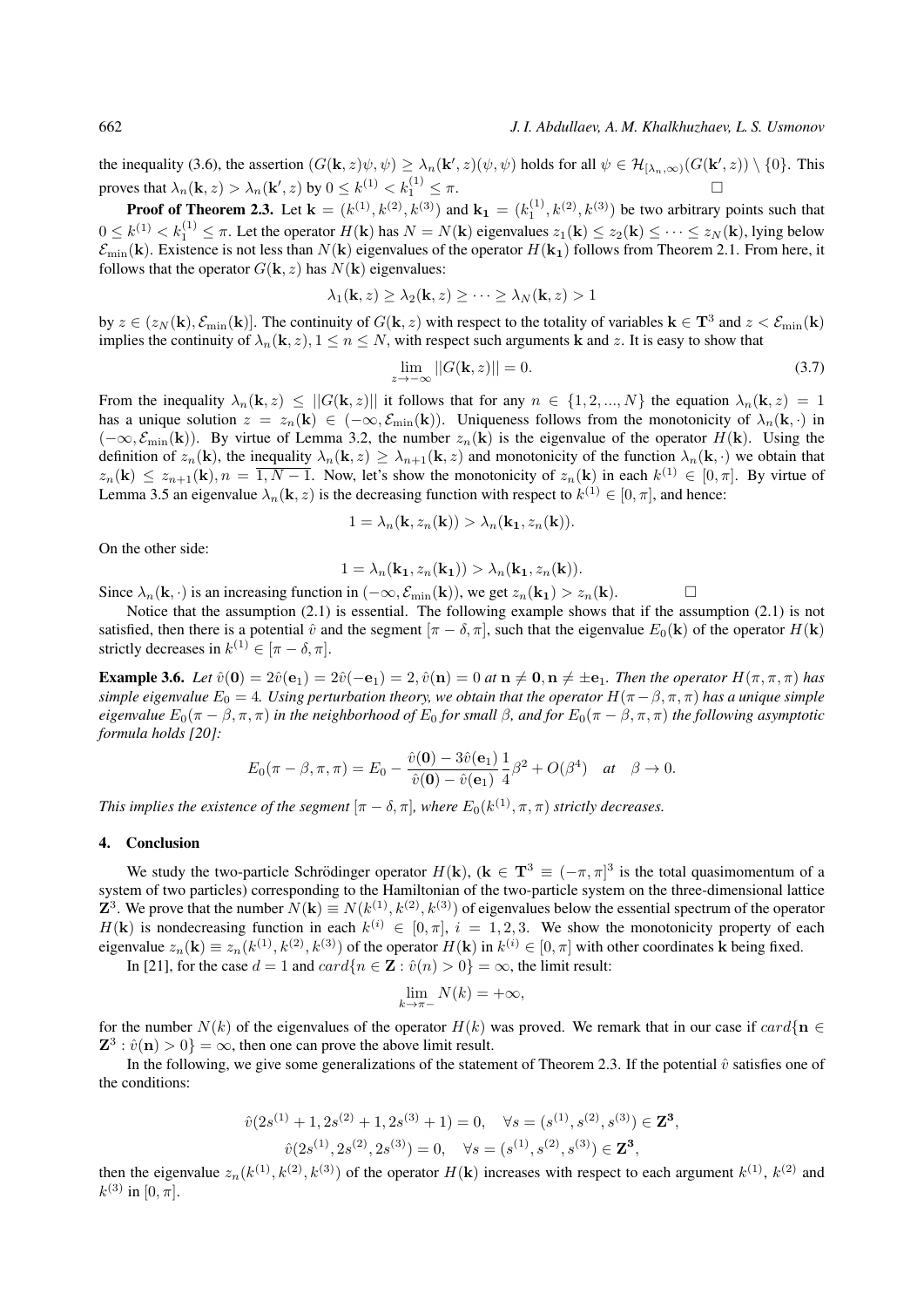the inequality (3.6), the assertion $(G(\mathbf{k},z)\psi,\psi) \geq \lambda_n(\mathbf{k}',z)(\psi,\psi)$ holds for all $\psi \in \mathcal{H}_{[\lambda_n,\infty)}(G(\mathbf{k}',z)) \setminus \{0\}$. This proves that $\lambda_n(\mathbf{k},z) > \lambda_n(\mathbf{k}',z)$ by $0 \leq k^{(1)} < k_1^{(1)} \leq \pi$. □

**Proof of Theorem 2.3.** Let $\mathbf{k} = (k^{(1)}, k^{(2)}, k^{(3)})$ and $\mathbf{k_1} = (k_1^{(1)}, k^{(2)}, k^{(3)})$ be two arbitrary points such that $0 \leq k^{(1)} < k_1^{(1)} \leq \pi$. Let the operator $H(\mathbf{k})$ has $N = N(\mathbf{k})$ eigenvalues $z_1(\mathbf{k}) \leq z_2(\mathbf{k}) \leq \cdots \leq z_N(\mathbf{k})$, lying below $\mathcal{E}_{\min}(\mathbf{k})$. Existence is not less than $N(\mathbf{k})$ eigenvalues of the operator $H(\mathbf{k_1})$ follows from Theorem 2.1. From here, it follows that the operator $G(\mathbf{k},z)$ has $N(\mathbf{k})$ eigenvalues:

$$\lambda_1(\mathbf{k},z) \geq \lambda_2(\mathbf{k},z) \geq \cdots \geq \lambda_N(\mathbf{k},z) > 1$$

by $z \in (z_N(\mathbf{k}), \mathcal{E}_{\min}(\mathbf{k})]$. The continuity of $G(\mathbf{k},z)$ with respect to the totality of variables $\mathbf{k} \in \mathbf{T}^3$ and $z < \mathcal{E}_{\min}(\mathbf{k})$ implies the continuity of $\lambda_n(\mathbf{k},z), 1 \leq n \leq N$, with respect such arguments $\mathbf{k}$ and $z$. It is easy to show that

$$\lim_{z\to-\infty} ||G(\mathbf{k},z)|| = 0. \tag{3.7}$$

From the inequality $\lambda_n(\mathbf{k},z) \leq ||G(\mathbf{k},z)||$ it follows that for any $n \in \{1,2,...,N\}$ the equation $\lambda_n(\mathbf{k},z) = 1$ has a unique solution $z = z_n(\mathbf{k}) \in (-\infty, \mathcal{E}_{\min}(\mathbf{k}))$. Uniqueness follows from the monotonicity of $\lambda_n(\mathbf{k},\cdot)$ in $(-\infty, \mathcal{E}_{\min}(\mathbf{k}))$. By virtue of Lemma 3.2, the number $z_n(\mathbf{k})$ is the eigenvalue of the operator $H(\mathbf{k})$. Using the definition of $z_n(\mathbf{k})$, the inequality $\lambda_n(\mathbf{k},z) \geq \lambda_{n+1}(\mathbf{k},z)$ and monotonicity of the function $\lambda_n(\mathbf{k},\cdot)$ we obtain that $z_n(\mathbf{k}) \leq z_{n+1}(\mathbf{k}), n = \overline{1,N-1}$. Now, let's show the monotonicity of $z_n(\mathbf{k})$ in each $k^{(1)} \in [0,\pi]$. By virtue of Lemma 3.5 an eigenvalue $\lambda_n(\mathbf{k},z)$ is the decreasing function with respect to $k^{(1)} \in [0,\pi]$, and hence:

$$1 = \lambda_n(\mathbf{k}, z_n(\mathbf{k})) > \lambda_n(\mathbf{k_1}, z_n(\mathbf{k})).$$

On the other side:

$$1 = \lambda_n(\mathbf{k_1}, z_n(\mathbf{k_1})) > \lambda_n(\mathbf{k_1}, z_n(\mathbf{k})).$$

Since $\lambda_n(\mathbf{k},\cdot)$ is an increasing function in $(-\infty, \mathcal{E}_{\min}(\mathbf{k}))$, we get $z_n(\mathbf{k_1}) > z_n(\mathbf{k})$. □

Notice that the assumption (2.1) is essential. The following example shows that if the assumption (2.1) is not satisfied, then there is a potential $\hat{v}$ and the segment $[\pi-\delta,\pi]$, such that the eigenvalue $E_0(\mathbf{k})$ of the operator $H(\mathbf{k})$ strictly decreases in $k^{(1)} \in [\pi-\delta,\pi]$.

**Example 3.6.** *Let $\hat{v}(\mathbf{0}) = 2\hat{v}(\mathbf{e}_1) = 2\hat{v}(-\mathbf{e}_1) = 2, \hat{v}(\mathbf{n}) = 0$ at $\mathbf{n} \neq \mathbf{0}, \mathbf{n} \neq \pm\mathbf{e}_1$. Then the operator $H(\pi,\pi,\pi)$ has simple eigenvalue $E_0 = 4$. Using perturbation theory, we obtain that the operator $H(\pi-\beta,\pi,\pi)$ has a unique simple eigenvalue $E_0(\pi-\beta,\pi,\pi)$ in the neighborhood of $E_0$ for small $\beta$, and for $E_0(\pi-\beta,\pi,\pi)$ the following asymptotic formula holds [20]:*

$$E_0(\pi-\beta,\pi,\pi) = E_0 - \frac{\hat{v}(\mathbf{0}) - 3\hat{v}(\mathbf{e}_1)}{\hat{v}(\mathbf{0}) - \hat{v}(\mathbf{e}_1)}\frac{1}{4}\beta^2 + O(\beta^4) \quad at \quad \beta \to 0.$$

*This implies the existence of the segment $[\pi-\delta,\pi]$, where $E_0(k^{(1)},\pi,\pi)$ strictly decreases.*

## 4. Conclusion

We study the two-particle Schrödinger operator $H(\mathbf{k})$, ($\mathbf{k} \in \mathbf{T}^3 \equiv (-\pi,\pi]^3$ is the total quasimomentum of a system of two particles) corresponding to the Hamiltonian of the two-particle system on the three-dimensional lattice $\mathbf{Z}^3$. We prove that the number $N(\mathbf{k}) \equiv N(k^{(1)}, k^{(2)}, k^{(3)})$ of eigenvalues below the essential spectrum of the operator $H(\mathbf{k})$ is nondecreasing function in each $k^{(i)} \in [0,\pi]$, $i = 1,2,3$. We show the monotonicity property of each eigenvalue $z_n(\mathbf{k}) \equiv z_n(k^{(1)}, k^{(2)}, k^{(3)})$ of the operator $H(\mathbf{k})$ in $k^{(i)} \in [0,\pi]$ with other coordinates $\mathbf{k}$ being fixed.

In [21], for the case $d = 1$ and $card\{n \in \mathbf{Z} : \hat{v}(n) > 0\} = \infty$, the limit result:

$$\lim_{k\to\pi-} N(k) = +\infty,$$

for the number $N(k)$ of the eigenvalues of the operator $H(k)$ was proved. We remark that in our case if $card\{\mathbf{n} \in \mathbf{Z}^3 : \hat{v}(\mathbf{n}) > 0\} = \infty$, then one can prove the above limit result.

In the following, we give some generalizations of the statement of Theorem 2.3. If the potential $\hat{v}$ satisfies one of the conditions:

$$\hat{v}(2s^{(1)}+1, 2s^{(2)}+1, 2s^{(3)}+1) = 0, \quad \forall s = (s^{(1)}, s^{(2)}, s^{(3)}) \in \mathbf{Z^3},$$

$$\hat{v}(2s^{(1)}, 2s^{(2)}, 2s^{(3)}) = 0, \quad \forall s = (s^{(1)}, s^{(2)}, s^{(3)}) \in \mathbf{Z^3},$$

then the eigenvalue $z_n(k^{(1)}, k^{(2)}, k^{(3)})$ of the operator $H(\mathbf{k})$ increases with respect to each argument $k^{(1)}$, $k^{(2)}$ and $k^{(3)}$ in $[0,\pi]$.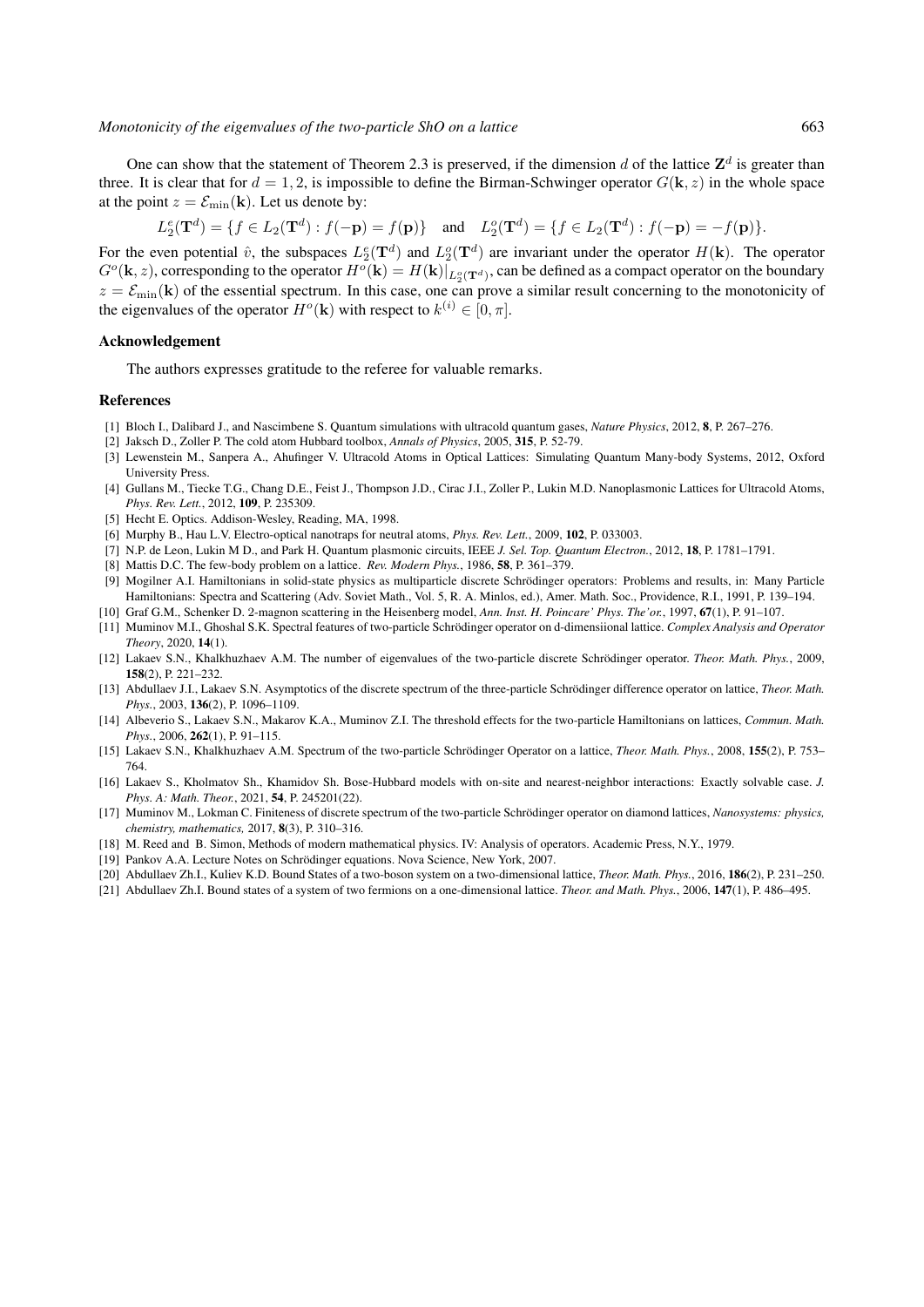One can show that the statement of Theorem 2.3 is preserved, if the dimension $d$ of the lattice $\mathbf{Z}^d$ is greater than three. It is clear that for $d = 1, 2$, is impossible to define the Birman-Schwinger operator $G(\mathbf{k}, z)$ in the whole space at the point $z = \mathcal{E}_{\min}(\mathbf{k})$. Let us denote by:

$$L_2^e(\mathbf{T}^d) = \{f \in L_2(\mathbf{T}^d) : f(-\mathbf{p}) = f(\mathbf{p})\} \quad \text{and} \quad L_2^o(\mathbf{T}^d) = \{f \in L_2(\mathbf{T}^d) : f(-\mathbf{p}) = -f(\mathbf{p})\}.$$

For the even potential $\hat{v}$, the subspaces $L_2^e(\mathbf{T}^d)$ and $L_2^o(\mathbf{T}^d)$ are invariant under the operator $H(\mathbf{k})$. The operator $G^o(\mathbf{k}, z)$, corresponding to the operator $H^o(\mathbf{k}) = H(\mathbf{k})|_{L_2^o(\mathbf{T}^d)}$, can be defined as a compact operator on the boundary $z = \mathcal{E}_{\min}(\mathbf{k})$ of the essential spectrum. In this case, one can prove a similar result concerning to the monotonicity of the eigenvalues of the operator $H^o(\mathbf{k})$ with respect to $k^{(i)} \in [0, \pi]$.

### Acknowledgement

The authors expresses gratitude to the referee for valuable remarks.

### References

[1] Bloch I., Dalibard J., and Nascimbene S. Quantum simulations with ultracold quantum gases, *Nature Physics*, 2012, **8**, P. 267–276.

[2] Jaksch D., Zoller P. The cold atom Hubbard toolbox, *Annals of Physics*, 2005, **315**, P. 52-79.

[3] Lewenstein M., Sanpera A., Ahufinger V. Ultracold Atoms in Optical Lattices: Simulating Quantum Many-body Systems, 2012, Oxford University Press.

[4] Gullans M., Tiecke T.G., Chang D.E., Feist J., Thompson J.D., Cirac J.I., Zoller P., Lukin M.D. Nanoplasmonic Lattices for Ultracold Atoms, *Phys. Rev. Lett.*, 2012, **109**, P. 235309.

[5] Hecht E. Optics. Addison-Wesley, Reading, MA, 1998.

[6] Murphy B., Hau L.V. Electro-optical nanotraps for neutral atoms, *Phys. Rev. Lett.*, 2009, **102**, P. 033003.

[7] N.P. de Leon, Lukin M D., and Park H. Quantum plasmonic circuits, IEEE *J. Sel. Top. Quantum Electron.*, 2012, **18**, P. 1781–1791.

[8] Mattis D.C. The few-body problem on a lattice. *Rev. Modern Phys.*, 1986, **58**, P. 361–379.

[9] Mogilner A.I. Hamiltonians in solid-state physics as multiparticle discrete Schrödinger operators: Problems and results, in: Many Particle Hamiltonians: Spectra and Scattering (Adv. Soviet Math., Vol. 5, R. A. Minlos, ed.), Amer. Math. Soc., Providence, R.I., 1991, P. 139–194.

[10] Graf G.M., Schenker D. 2-magnon scattering in the Heisenberg model, *Ann. Inst. H. Poincare' Phys. The'or.*, 1997, **67**(1), P. 91–107.

[11] Muminov M.I., Ghoshal S.K. Spectral features of two-particle Schrödinger operator on d-dimensiional lattice. *Complex Analysis and Operator Theory*, 2020, **14**(1).

[12] Lakaev S.N., Khalkhuzhaev A.M. The number of eigenvalues of the two-particle discrete Schrödinger operator. *Theor. Math. Phys.*, 2009, **158**(2), P. 221–232.

[13] Abdullaev J.I., Lakaev S.N. Asymptotics of the discrete spectrum of the three-particle Schrödinger difference operator on lattice, *Theor. Math. Phys.*, 2003, **136**(2), P. 1096–1109.

[14] Albeverio S., Lakaev S.N., Makarov K.A., Muminov Z.I. The threshold effects for the two-particle Hamiltonians on lattices, *Commun. Math. Phys.*, 2006, **262**(1), P. 91–115.

[15] Lakaev S.N., Khalkhuzhaev A.M. Spectrum of the two-particle Schrödinger Operator on a lattice, *Theor. Math. Phys.*, 2008, **155**(2), P. 753–764.

[16] Lakaev S., Kholmatov Sh., Khamidov Sh. Bose-Hubbard models with on-site and nearest-neighbor interactions: Exactly solvable case. *J. Phys. A: Math. Theor.*, 2021, **54**, P. 245201(22).

[17] Muminov M., Lokman C. Finiteness of discrete spectrum of the two-particle Schrödinger operator on diamond lattices, *Nanosystems: physics, chemistry, mathematics,* 2017, **8**(3), P. 310–316.

[18] M. Reed and B. Simon, Methods of modern mathematical physics. IV: Analysis of operators. Academic Press, N.Y., 1979.

[19] Pankov A.A. Lecture Notes on Schrödinger equations. Nova Science, New York, 2007.

[20] Abdullaev Zh.I., Kuliev K.D. Bound States of a two-boson system on a two-dimensional lattice, *Theor. Math. Phys.*, 2016, **186**(2), P. 231–250.

[21] Abdullaev Zh.I. Bound states of a system of two fermions on a one-dimensional lattice. *Theor. and Math. Phys.*, 2006, **147**(1), P. 486–495.